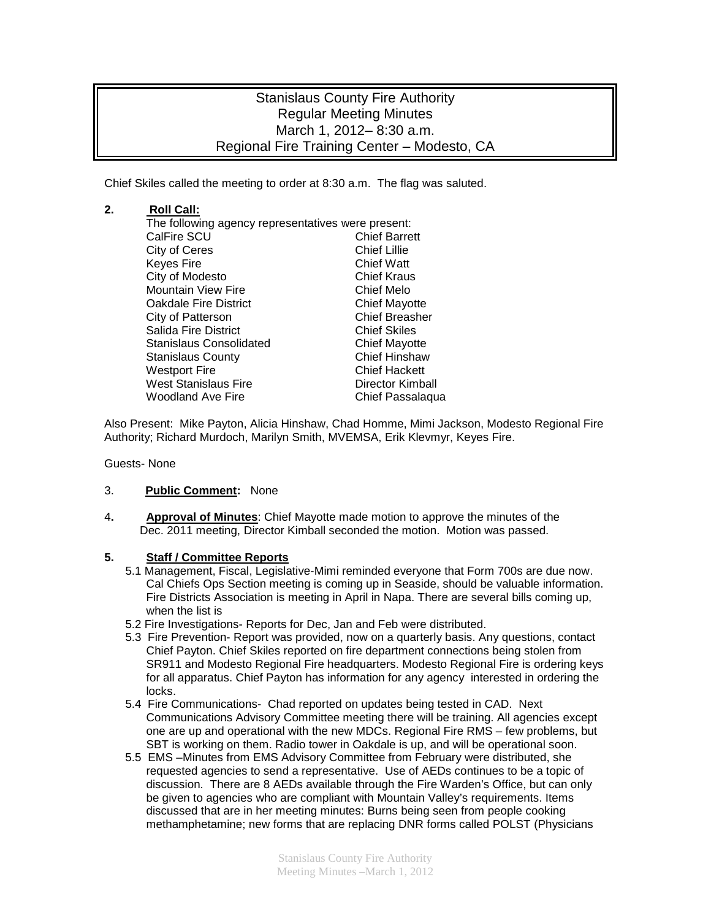# Stanislaus County Fire Authority
## Regular Meeting Minutes
### March 1, 2012– 8:30 a.m.
### Regional Fire Training Center – Modesto, CA

Chief Skiles called the meeting to order at 8:30 a.m. The flag was saluted.

**2. Roll Call:**

The following agency representatives were present:

| | |
|---|---|
| CalFire SCU | Chief Barrett |
| City of Ceres | Chief Lillie |
| Keyes Fire | Chief Watt |
| City of Modesto | Chief Kraus |
| Mountain View Fire | Chief Melo |
| Oakdale Fire District | Chief Mayotte |
| City of Patterson | Chief Breasher |
| Salida Fire District | Chief Skiles |
| Stanislaus Consolidated | Chief Mayotte |
| Stanislaus County | Chief Hinshaw |
| Westport Fire | Chief Hackett |
| West Stanislaus Fire | Director Kimball |
| Woodland Ave Fire | Chief Passalaqua |

Also Present: Mike Payton, Alicia Hinshaw, Chad Homme, Mimi Jackson, Modesto Regional Fire Authority; Richard Murdoch, Marilyn Smith, MVEMSA, Erik Klevmyr, Keyes Fire.

Guests- None

3. **Public Comment:** None

4. **Approval of Minutes**: Chief Mayotte made motion to approve the minutes of the Dec. 2011 meeting, Director Kimball seconded the motion. Motion was passed.

**5. Staff / Committee Reports**

5.1 Management, Fiscal, Legislative-Mimi reminded everyone that Form 700s are due now. Cal Chiefs Ops Section meeting is coming up in Seaside, should be valuable information. Fire Districts Association is meeting in April in Napa. There are several bills coming up, when the list is

5.2 Fire Investigations- Reports for Dec, Jan and Feb were distributed.

5.3 Fire Prevention- Report was provided, now on a quarterly basis. Any questions, contact Chief Payton. Chief Skiles reported on fire department connections being stolen from SR911 and Modesto Regional Fire headquarters. Modesto Regional Fire is ordering keys for all apparatus. Chief Payton has information for any agency interested in ordering the locks.

5.4 Fire Communications- Chad reported on updates being tested in CAD. Next Communications Advisory Committee meeting there will be training. All agencies except one are up and operational with the new MDCs. Regional Fire RMS – few problems, but SBT is working on them. Radio tower in Oakdale is up, and will be operational soon.

5.5 EMS –Minutes from EMS Advisory Committee from February were distributed, she requested agencies to send a representative. Use of AEDs continues to be a topic of discussion. There are 8 AEDs available through the Fire Warden's Office, but can only be given to agencies who are compliant with Mountain Valley's requirements. Items discussed that are in her meeting minutes: Burns being seen from people cooking methamphetamine; new forms that are replacing DNR forms called POLST (Physicians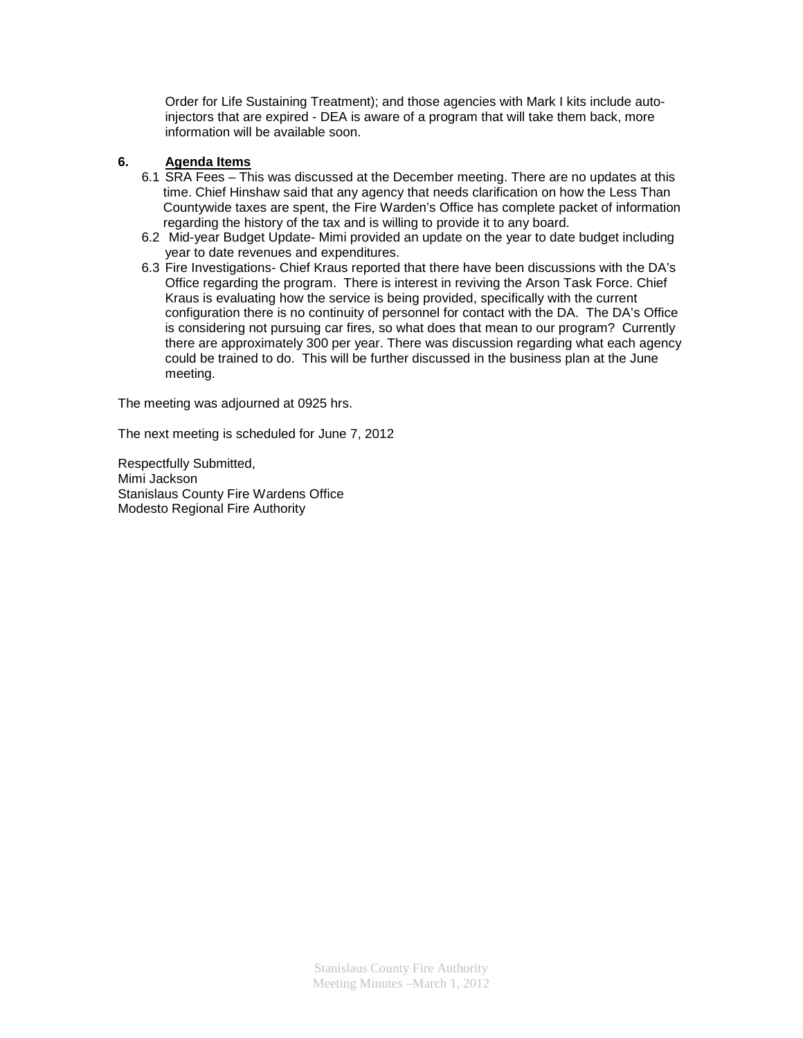Order for Life Sustaining Treatment); and those agencies with Mark I kits include auto-injectors that are expired - DEA is aware of a program that will take them back, more information will be available soon.

**6. Agenda Items**

6.1 SRA Fees – This was discussed at the December meeting. There are no updates at this time. Chief Hinshaw said that any agency that needs clarification on how the Less Than Countywide taxes are spent, the Fire Warden's Office has complete packet of information regarding the history of the tax and is willing to provide it to any board.

6.2 Mid-year Budget Update- Mimi provided an update on the year to date budget including year to date revenues and expenditures.

6.3 Fire Investigations- Chief Kraus reported that there have been discussions with the DA's Office regarding the program. There is interest in reviving the Arson Task Force. Chief Kraus is evaluating how the service is being provided, specifically with the current configuration there is no continuity of personnel for contact with the DA. The DA's Office is considering not pursuing car fires, so what does that mean to our program? Currently there are approximately 300 per year. There was discussion regarding what each agency could be trained to do. This will be further discussed in the business plan at the June meeting.

The meeting was adjourned at 0925 hrs.

The next meeting is scheduled for June 7, 2012

Respectfully Submitted,
Mimi Jackson
Stanislaus County Fire Wardens Office
Modesto Regional Fire Authority